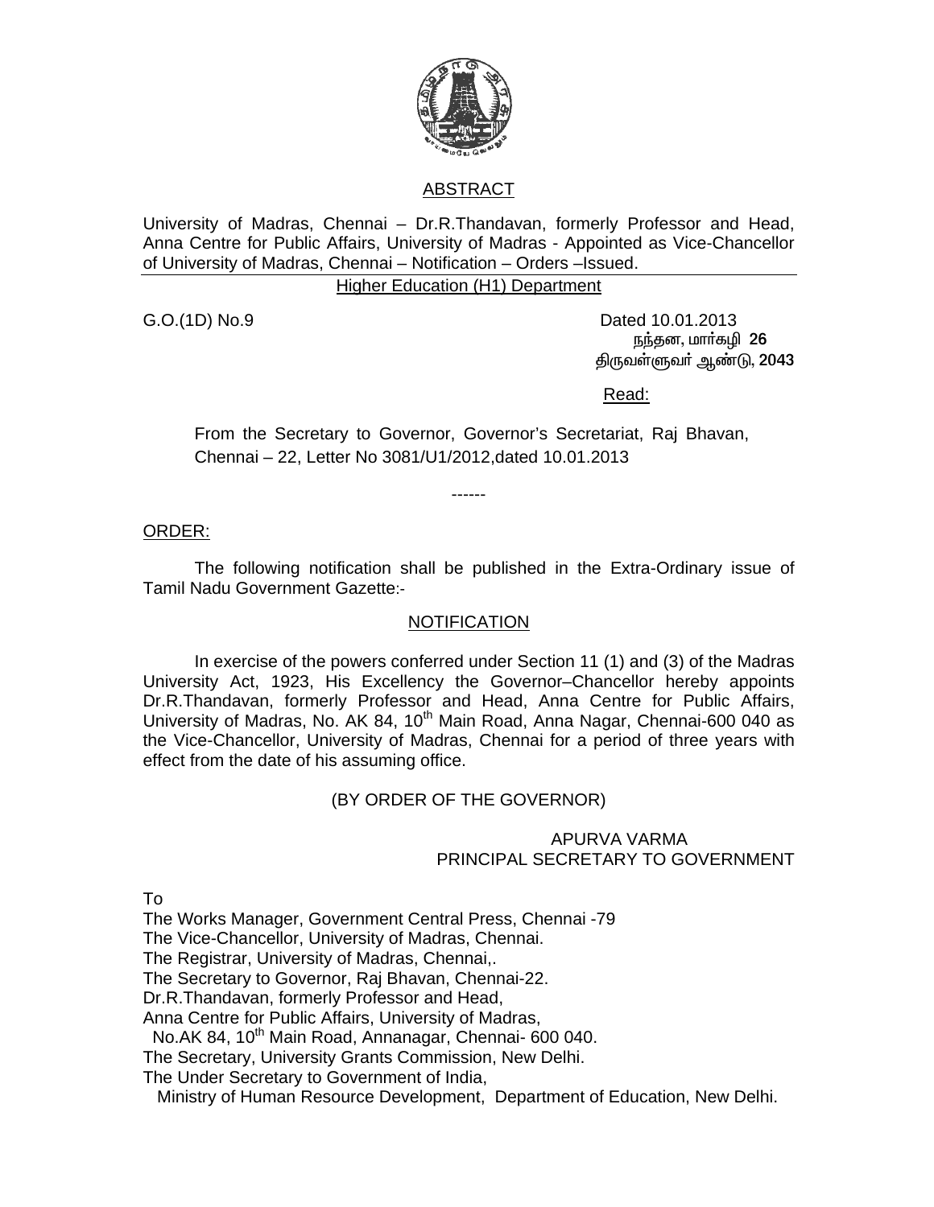## ABSTRACT

University of Madras, Chennai – Dr.R.Thandavan, formerly Professor and Head, Anna Centre for Public Affairs, University of Madras - Appointed as Vice-Chancellor of University of Madras, Chennai – Notification – Orders –Issued.

Higher Education (H1) Department

G.O.(1D) No.9 Dated 10.01.2013
நந்தன, மார்கழி **26**
திருவள்ளுவர் ஆண்டு, **2043**

Read:

From the Secretary to Governor, Governor's Secretariat, Raj Bhavan, Chennai – 22, Letter No 3081/U1/2012,dated 10.01.2013

------

ORDER:

The following notification shall be published in the Extra-Ordinary issue of Tamil Nadu Government Gazette:-

### NOTIFICATION

In exercise of the powers conferred under Section 11 (1) and (3) of the Madras University Act, 1923, His Excellency the Governor–Chancellor hereby appoints Dr.R.Thandavan, formerly Professor and Head, Anna Centre for Public Affairs, University of Madras, No. AK 84, 10th Main Road, Anna Nagar, Chennai-600 040 as the Vice-Chancellor, University of Madras, Chennai for a period of three years with effect from the date of his assuming office.

(BY ORDER OF THE GOVERNOR)

APURVA VARMA
PRINCIPAL SECRETARY TO GOVERNMENT

To
The Works Manager, Government Central Press, Chennai -79
The Vice-Chancellor, University of Madras, Chennai.
The Registrar, University of Madras, Chennai,.
The Secretary to Governor, Raj Bhavan, Chennai-22.
Dr.R.Thandavan, formerly Professor and Head,
Anna Centre for Public Affairs, University of Madras,
No.AK 84, 10th Main Road, Annanagar, Chennai- 600 040.
The Secretary, University Grants Commission, New Delhi.
The Under Secretary to Government of India,
Ministry of Human Resource Development, Department of Education, New Delhi.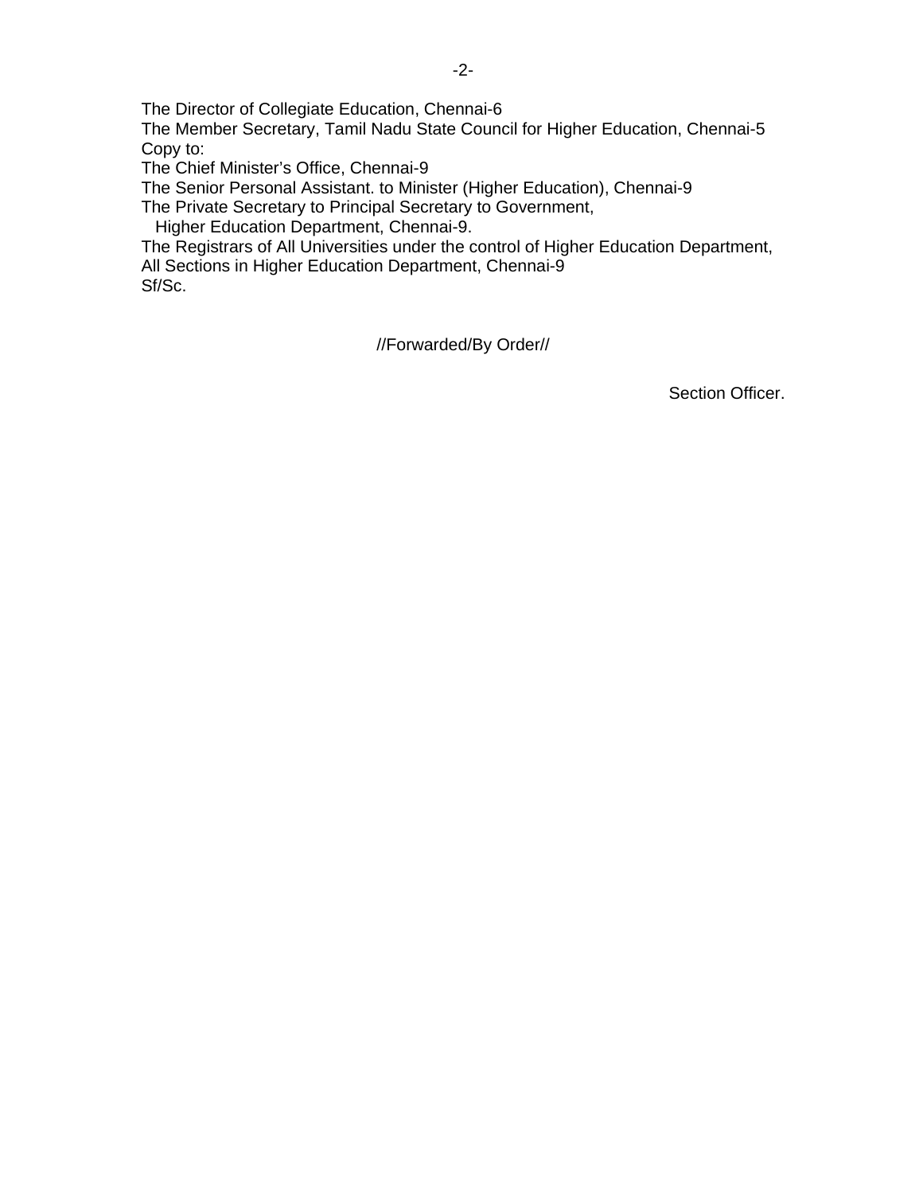The Director of Collegiate Education, Chennai-6
The Member Secretary, Tamil Nadu State Council for Higher Education, Chennai-5
Copy to:
The Chief Minister's Office, Chennai-9
The Senior Personal Assistant. to Minister (Higher Education), Chennai-9
The Private Secretary to Principal Secretary to Government,
  Higher Education Department, Chennai-9.
The Registrars of All Universities under the control of Higher Education Department,
All Sections in Higher Education Department, Chennai-9
Sf/Sc.

//Forwarded/By Order//

Section Officer.